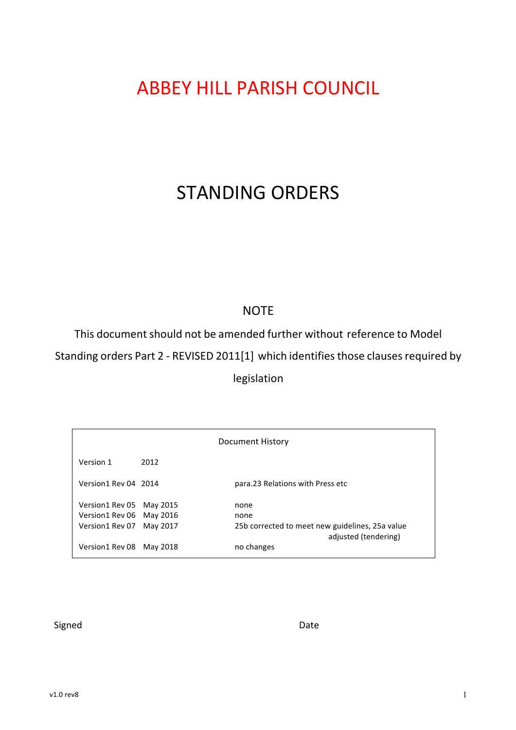# ABBEY HILL PARISH COUNCIL

# STANDING ORDERS

NOTE

This document should not be amended further without reference to Model Standing orders Part 2 - REVISED 2011[1] which identifies those clauses required by legislation

| Document History | | |
|---|---|---|
| Version 1 | 2012 | |
| Version1 Rev 04 | 2014 | para.23 Relations with Press etc |
| Version1 Rev 05 | May 2015 | none |
| Version1 Rev 06 | May 2016 | none |
| Version1 Rev 07 | May 2017 | 25b corrected to meet new guidelines, 25a value adjusted (tendering) |
| Version1 Rev 08 | May 2018 | no changes |

Signed Date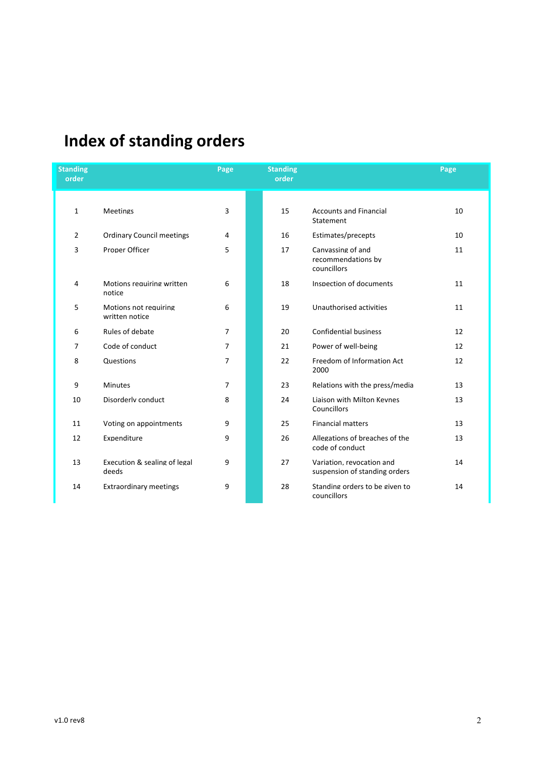# Index of standing orders

| Standing order | | Page | Standing order | | Page |
|---|---|---|---|---|---|
| 1 | Meetings | 3 | 15 | Accounts and Financial Statement | 10 |
| 2 | Ordinary Council meetings | 4 | 16 | Estimates/precepts | 10 |
| 3 | Proper Officer | 5 | 17 | Canvassing of and recommendations by councillors | 11 |
| 4 | Motions requiring written notice | 6 | 18 | Inspection of documents | 11 |
| 5 | Motions not requiring written notice | 6 | 19 | Unauthorised activities | 11 |
| 6 | Rules of debate | 7 | 20 | Confidential business | 12 |
| 7 | Code of conduct | 7 | 21 | Power of well-being | 12 |
| 8 | Questions | 7 | 22 | Freedom of Information Act 2000 | 12 |
| 9 | Minutes | 7 | 23 | Relations with the press/media | 13 |
| 10 | Disorderly conduct | 8 | 24 | Liaison with Milton Keynes Councillors | 13 |
| 11 | Voting on appointments | 9 | 25 | Financial matters | 13 |
| 12 | Expenditure | 9 | 26 | Allegations of breaches of the code of conduct | 13 |
| 13 | Execution & sealing of legal deeds | 9 | 27 | Variation, revocation and suspension of standing orders | 14 |
| 14 | Extraordinary meetings | 9 | 28 | Standing orders to be given to councillors | 14 |

v1.0 rev8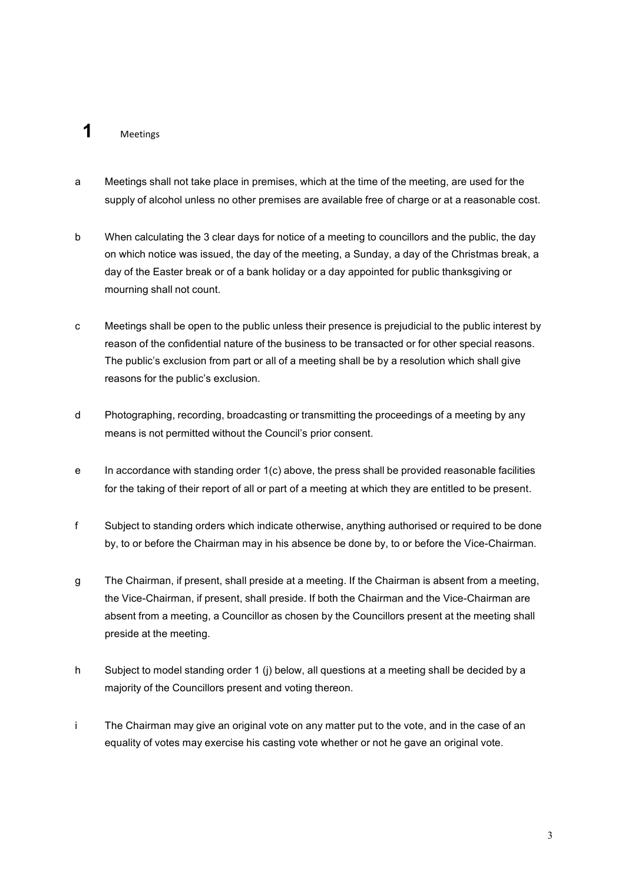# 1 Meetings

a Meetings shall not take place in premises, which at the time of the meeting, are used for the supply of alcohol unless no other premises are available free of charge or at a reasonable cost.

b When calculating the 3 clear days for notice of a meeting to councillors and the public, the day on which notice was issued, the day of the meeting, a Sunday, a day of the Christmas break, a day of the Easter break or of a bank holiday or a day appointed for public thanksgiving or mourning shall not count.

c Meetings shall be open to the public unless their presence is prejudicial to the public interest by reason of the confidential nature of the business to be transacted or for other special reasons. The public's exclusion from part or all of a meeting shall be by a resolution which shall give reasons for the public's exclusion.

d Photographing, recording, broadcasting or transmitting the proceedings of a meeting by any means is not permitted without the Council's prior consent.

e In accordance with standing order 1(c) above, the press shall be provided reasonable facilities for the taking of their report of all or part of a meeting at which they are entitled to be present.

f Subject to standing orders which indicate otherwise, anything authorised or required to be done by, to or before the Chairman may in his absence be done by, to or before the Vice-Chairman.

g The Chairman, if present, shall preside at a meeting. If the Chairman is absent from a meeting, the Vice-Chairman, if present, shall preside. If both the Chairman and the Vice-Chairman are absent from a meeting, a Councillor as chosen by the Councillors present at the meeting shall preside at the meeting.

h Subject to model standing order 1 (j) below, all questions at a meeting shall be decided by a majority of the Councillors present and voting thereon.

i The Chairman may give an original vote on any matter put to the vote, and in the case of an equality of votes may exercise his casting vote whether or not he gave an original vote.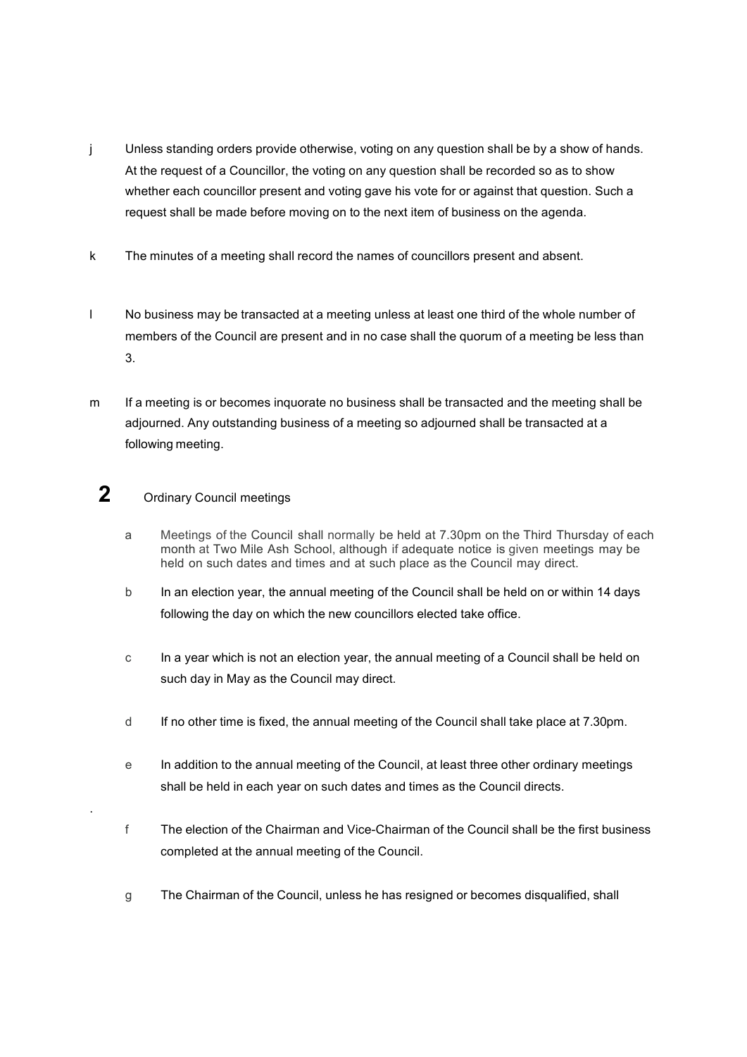j Unless standing orders provide otherwise, voting on any question shall be by a show of hands. At the request of a Councillor, the voting on any question shall be recorded so as to show whether each councillor present and voting gave his vote for or against that question. Such a request shall be made before moving on to the next item of business on the agenda.

k The minutes of a meeting shall record the names of councillors present and absent.

l No business may be transacted at a meeting unless at least one third of the whole number of members of the Council are present and in no case shall the quorum of a meeting be less than 3.

m If a meeting is or becomes inquorate no business shall be transacted and the meeting shall be adjourned. Any outstanding business of a meeting so adjourned shall be transacted at a following meeting.

## 2 Ordinary Council meetings

a Meetings of the Council shall normally be held at 7.30pm on the Third Thursday of each month at Two Mile Ash School, although if adequate notice is given meetings may be held on such dates and times and at such place as the Council may direct.

b In an election year, the annual meeting of the Council shall be held on or within 14 days following the day on which the new councillors elected take office.

c In a year which is not an election year, the annual meeting of a Council shall be held on such day in May as the Council may direct.

d If no other time is fixed, the annual meeting of the Council shall take place at 7.30pm.

e In addition to the annual meeting of the Council, at least three other ordinary meetings shall be held in each year on such dates and times as the Council directs.

f The election of the Chairman and Vice-Chairman of the Council shall be the first business completed at the annual meeting of the Council.

g The Chairman of the Council, unless he has resigned or becomes disqualified, shall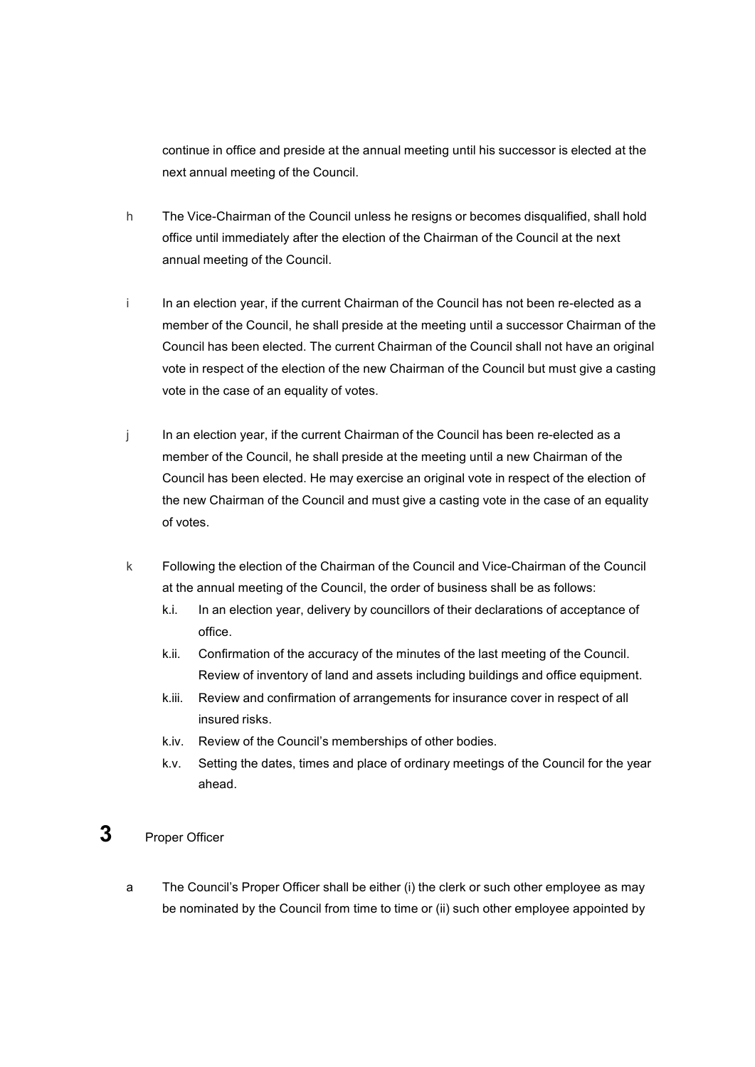continue in office and preside at the annual meeting until his successor is elected at the next annual meeting of the Council.

h The Vice-Chairman of the Council unless he resigns or becomes disqualified, shall hold office until immediately after the election of the Chairman of the Council at the next annual meeting of the Council.

i In an election year, if the current Chairman of the Council has not been re-elected as a member of the Council, he shall preside at the meeting until a successor Chairman of the Council has been elected. The current Chairman of the Council shall not have an original vote in respect of the election of the new Chairman of the Council but must give a casting vote in the case of an equality of votes.

j In an election year, if the current Chairman of the Council has been re-elected as a member of the Council, he shall preside at the meeting until a new Chairman of the Council has been elected. He may exercise an original vote in respect of the election of the new Chairman of the Council and must give a casting vote in the case of an equality of votes.

k Following the election of the Chairman of the Council and Vice-Chairman of the Council at the annual meeting of the Council, the order of business shall be as follows:

- k.i. In an election year, delivery by councillors of their declarations of acceptance of office.
- k.ii. Confirmation of the accuracy of the minutes of the last meeting of the Council. Review of inventory of land and assets including buildings and office equipment.
- k.iii. Review and confirmation of arrangements for insurance cover in respect of all insured risks.
- k.iv. Review of the Council's memberships of other bodies.
- k.v. Setting the dates, times and place of ordinary meetings of the Council for the year ahead.

## 3 Proper Officer

a The Council's Proper Officer shall be either (i) the clerk or such other employee as may be nominated by the Council from time to time or (ii) such other employee appointed by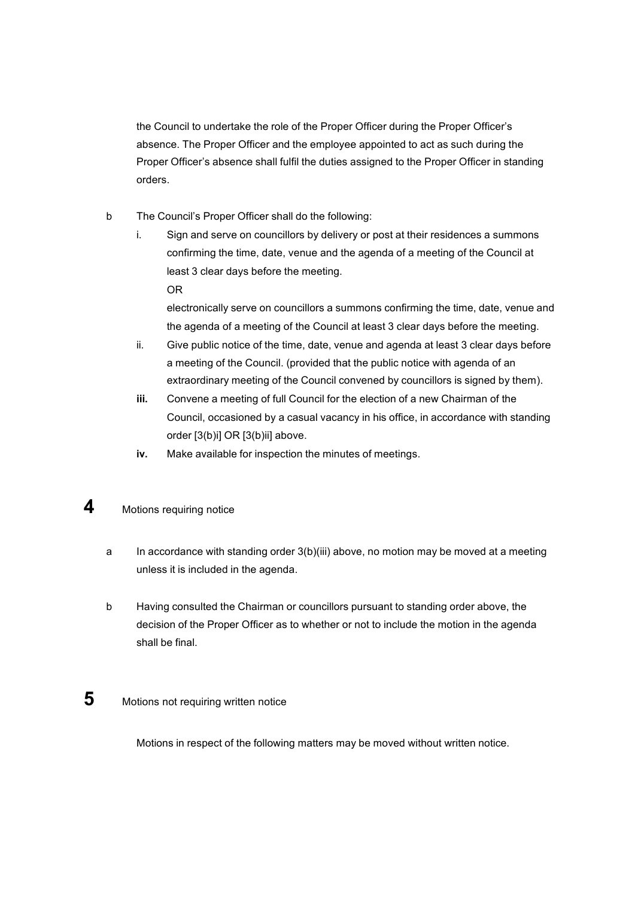the Council to undertake the role of the Proper Officer during the Proper Officer's absence. The Proper Officer and the employee appointed to act as such during the Proper Officer's absence shall fulfil the duties assigned to the Proper Officer in standing orders.

b The Council's Proper Officer shall do the following:

i. Sign and serve on councillors by delivery or post at their residences a summons confirming the time, date, venue and the agenda of a meeting of the Council at least 3 clear days before the meeting.

OR

electronically serve on councillors a summons confirming the time, date, venue and the agenda of a meeting of the Council at least 3 clear days before the meeting.

ii. Give public notice of the time, date, venue and agenda at least 3 clear days before a meeting of the Council. (provided that the public notice with agenda of an extraordinary meeting of the Council convened by councillors is signed by them).

**iii.** Convene a meeting of full Council for the election of a new Chairman of the Council, occasioned by a casual vacancy in his office, in accordance with standing order [3(b)i] OR [3(b)ii] above.

**iv.** Make available for inspection the minutes of meetings.

# 4 Motions requiring notice

a In accordance with standing order 3(b)(iii) above, no motion may be moved at a meeting unless it is included in the agenda.

b Having consulted the Chairman or councillors pursuant to standing order above, the decision of the Proper Officer as to whether or not to include the motion in the agenda shall be final.

# 5 Motions not requiring written notice

Motions in respect of the following matters may be moved without written notice.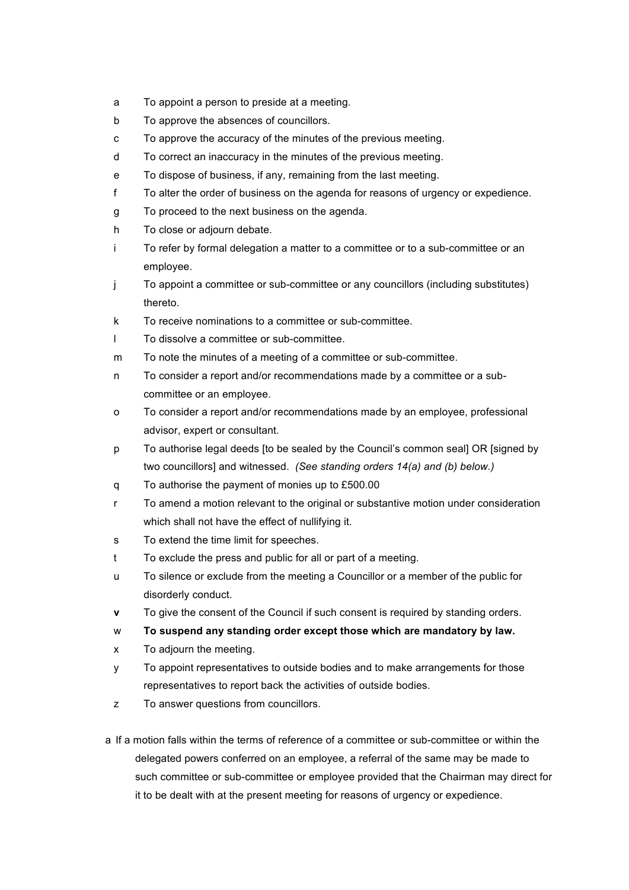a To appoint a person to preside at a meeting.
b To approve the absences of councillors.
c To approve the accuracy of the minutes of the previous meeting.
d To correct an inaccuracy in the minutes of the previous meeting.
e To dispose of business, if any, remaining from the last meeting.
f To alter the order of business on the agenda for reasons of urgency or expedience.
g To proceed to the next business on the agenda.
h To close or adjourn debate.
i To refer by formal delegation a matter to a committee or to a sub-committee or an employee.
j To appoint a committee or sub-committee or any councillors (including substitutes) thereto.
k To receive nominations to a committee or sub-committee.
l To dissolve a committee or sub-committee.
m To note the minutes of a meeting of a committee or sub-committee.
n To consider a report and/or recommendations made by a committee or a sub-committee or an employee.
o To consider a report and/or recommendations made by an employee, professional advisor, expert or consultant.
p To authorise legal deeds [to be sealed by the Council's common seal] OR [signed by two councillors] and witnessed. *(See standing orders 14(a) and (b) below.)*
q To authorise the payment of monies up to £500.00
r To amend a motion relevant to the original or substantive motion under consideration which shall not have the effect of nullifying it.
s To extend the time limit for speeches.
t To exclude the press and public for all or part of a meeting.
u To silence or exclude from the meeting a Councillor or a member of the public for disorderly conduct.
**v** To give the consent of the Council if such consent is required by standing orders.
w **To suspend any standing order except those which are mandatory by law.**
x To adjourn the meeting.
y To appoint representatives to outside bodies and to make arrangements for those representatives to report back the activities of outside bodies.
z To answer questions from councillors.

a If a motion falls within the terms of reference of a committee or sub-committee or within the delegated powers conferred on an employee, a referral of the same may be made to such committee or sub-committee or employee provided that the Chairman may direct for it to be dealt with at the present meeting for reasons of urgency or expedience.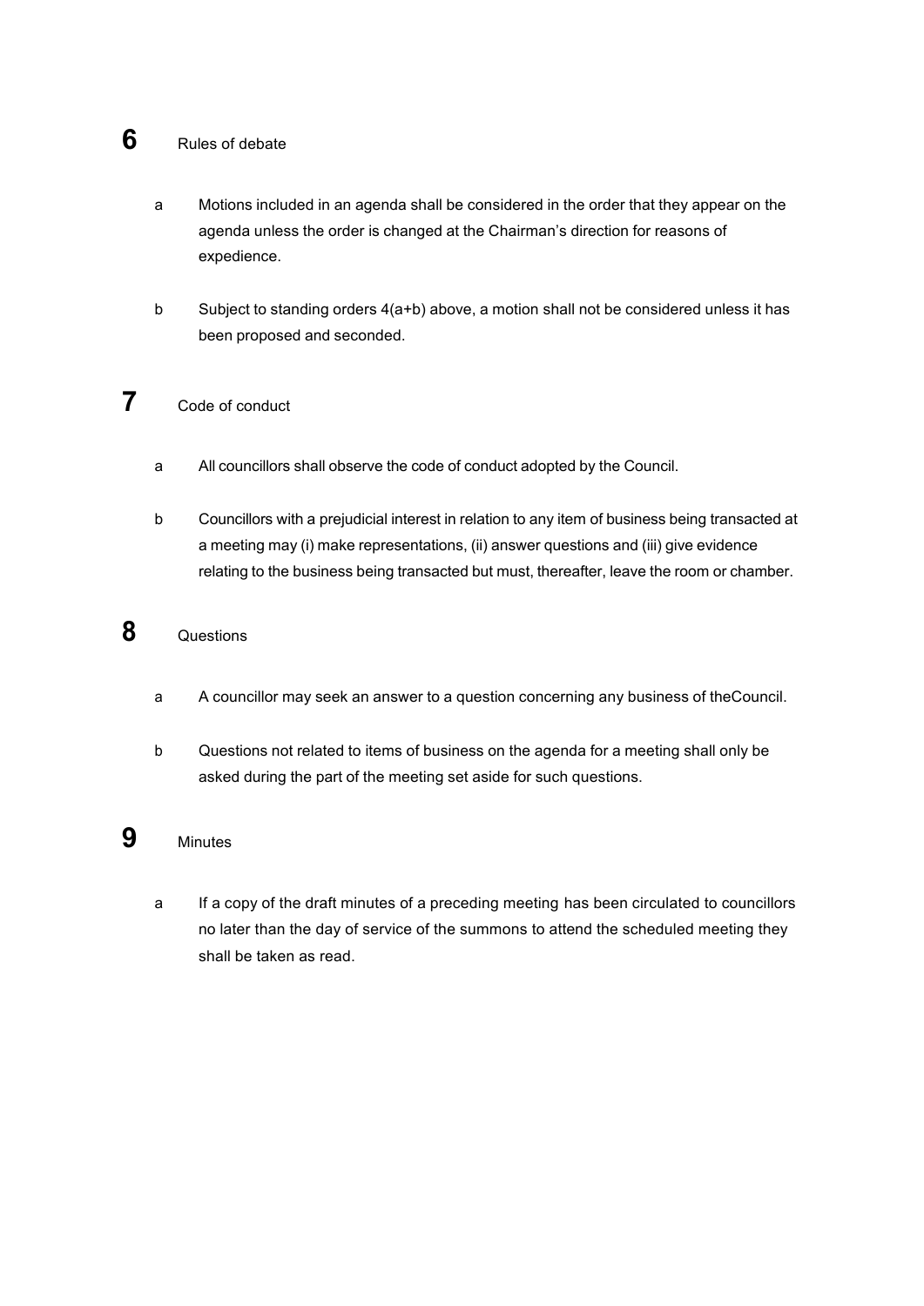## 6 Rules of debate

a. Motions included in an agenda shall be considered in the order that they appear on the agenda unless the order is changed at the Chairman's direction for reasons of expedience.

b. Subject to standing orders 4(a+b) above, a motion shall not be considered unless it has been proposed and seconded.

## 7 Code of conduct

a. All councillors shall observe the code of conduct adopted by the Council.

b. Councillors with a prejudicial interest in relation to any item of business being transacted at a meeting may (i) make representations, (ii) answer questions and (iii) give evidence relating to the business being transacted but must, thereafter, leave the room or chamber.

## 8 Questions

a. A councillor may seek an answer to a question concerning any business of theCouncil.

b. Questions not related to items of business on the agenda for a meeting shall only be asked during the part of the meeting set aside for such questions.

## 9 Minutes

a. If a copy of the draft minutes of a preceding meeting has been circulated to councillors no later than the day of service of the summons to attend the scheduled meeting they shall be taken as read.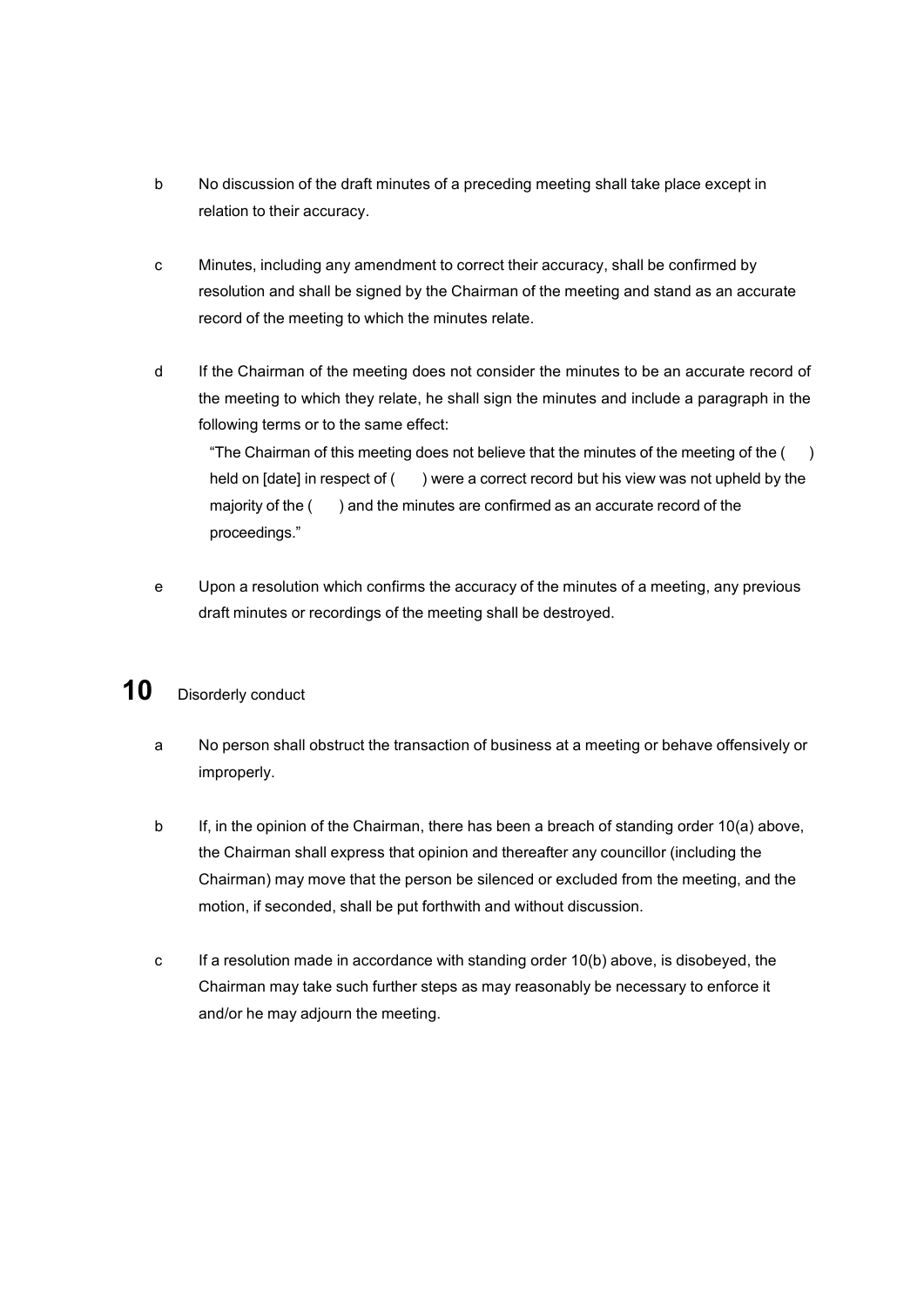b No discussion of the draft minutes of a preceding meeting shall take place except in relation to their accuracy.

c Minutes, including any amendment to correct their accuracy, shall be confirmed by resolution and shall be signed by the Chairman of the meeting and stand as an accurate record of the meeting to which the minutes relate.

d If the Chairman of the meeting does not consider the minutes to be an accurate record of the meeting to which they relate, he shall sign the minutes and include a paragraph in the following terms or to the same effect:

> "The Chairman of this meeting does not believe that the minutes of the meeting of the ( ) held on [date] in respect of ( ) were a correct record but his view was not upheld by the majority of the ( ) and the minutes are confirmed as an accurate record of the proceedings."

e Upon a resolution which confirms the accuracy of the minutes of a meeting, any previous draft minutes or recordings of the meeting shall be destroyed.

## 10 Disorderly conduct

a No person shall obstruct the transaction of business at a meeting or behave offensively or improperly.

b If, in the opinion of the Chairman, there has been a breach of standing order 10(a) above, the Chairman shall express that opinion and thereafter any councillor (including the Chairman) may move that the person be silenced or excluded from the meeting, and the motion, if seconded, shall be put forthwith and without discussion.

c If a resolution made in accordance with standing order 10(b) above, is disobeyed, the Chairman may take such further steps as may reasonably be necessary to enforce it and/or he may adjourn the meeting.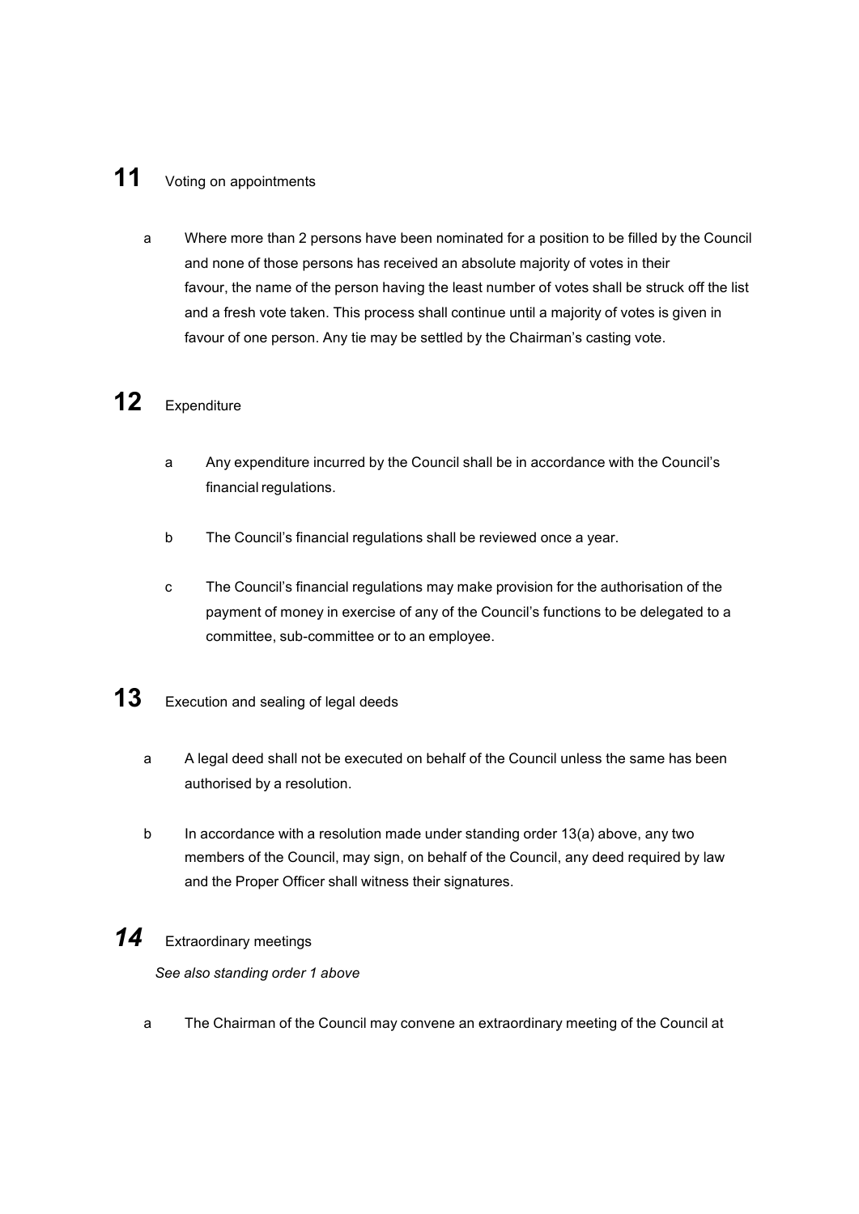## 11 Voting on appointments

a Where more than 2 persons have been nominated for a position to be filled by the Council and none of those persons has received an absolute majority of votes in their favour, the name of the person having the least number of votes shall be struck off the list and a fresh vote taken. This process shall continue until a majority of votes is given in favour of one person. Any tie may be settled by the Chairman's casting vote.

## 12 Expenditure

a Any expenditure incurred by the Council shall be in accordance with the Council's financial regulations.

b The Council's financial regulations shall be reviewed once a year.

c The Council's financial regulations may make provision for the authorisation of the payment of money in exercise of any of the Council's functions to be delegated to a committee, sub-committee or to an employee.

## 13 Execution and sealing of legal deeds

a A legal deed shall not be executed on behalf of the Council unless the same has been authorised by a resolution.

b In accordance with a resolution made under standing order 13(a) above, any two members of the Council, may sign, on behalf of the Council, any deed required by law and the Proper Officer shall witness their signatures.

## *14* Extraordinary meetings

*See also standing order 1 above*

a The Chairman of the Council may convene an extraordinary meeting of the Council at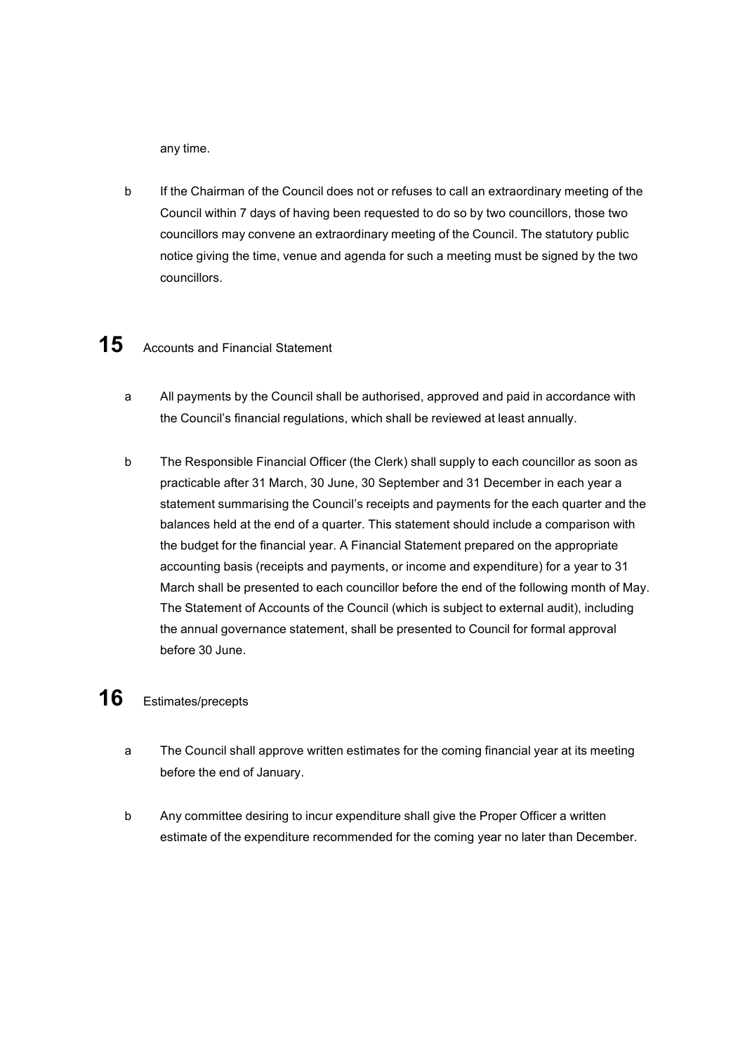any time.

b	If the Chairman of the Council does not or refuses to call an extraordinary meeting of the Council within 7 days of having been requested to do so by two councillors, those two councillors may convene an extraordinary meeting of the Council. The statutory public notice giving the time, venue and agenda for such a meeting must be signed by the two councillors.

## 15 Accounts and Financial Statement

a	All payments by the Council shall be authorised, approved and paid in accordance with the Council's financial regulations, which shall be reviewed at least annually.

b	The Responsible Financial Officer (the Clerk) shall supply to each councillor as soon as practicable after 31 March, 30 June, 30 September and 31 December in each year a statement summarising the Council's receipts and payments for the each quarter and the balances held at the end of a quarter. This statement should include a comparison with the budget for the financial year. A Financial Statement prepared on the appropriate accounting basis (receipts and payments, or income and expenditure) for a year to 31 March shall be presented to each councillor before the end of the following month of May. The Statement of Accounts of the Council (which is subject to external audit), including the annual governance statement, shall be presented to Council for formal approval before 30 June.

## 16 Estimates/precepts

a	The Council shall approve written estimates for the coming financial year at its meeting before the end of January.

b	Any committee desiring to incur expenditure shall give the Proper Officer a written estimate of the expenditure recommended for the coming year no later than December.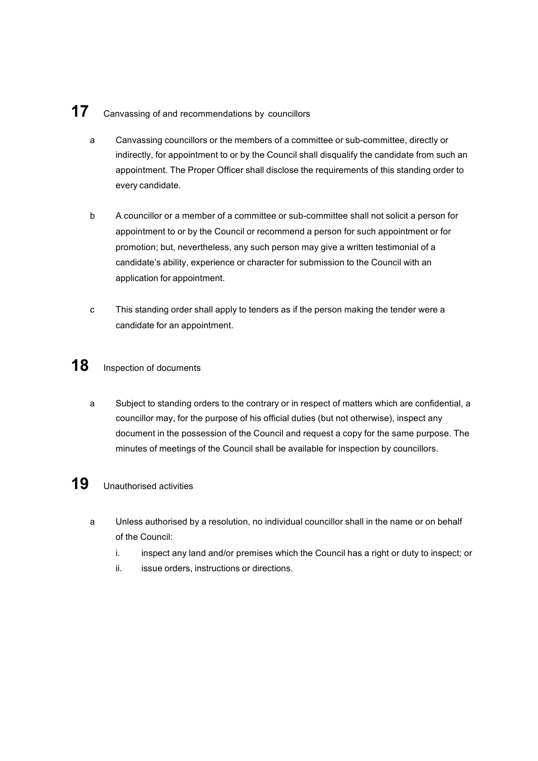## 17 Canvassing of and recommendations by councillors

a. Canvassing councillors or the members of a committee or sub-committee, directly or indirectly, for appointment to or by the Council shall disqualify the candidate from such an appointment. The Proper Officer shall disclose the requirements of this standing order to every candidate.

b. A councillor or a member of a committee or sub-committee shall not solicit a person for appointment to or by the Council or recommend a person for such appointment or for promotion; but, nevertheless, any such person may give a written testimonial of a candidate's ability, experience or character for submission to the Council with an application for appointment.

c. This standing order shall apply to tenders as if the person making the tender were a candidate for an appointment.

## 18 Inspection of documents

a. Subject to standing orders to the contrary or in respect of matters which are confidential, a councillor may, for the purpose of his official duties (but not otherwise), inspect any document in the possession of the Council and request a copy for the same purpose. The minutes of meetings of the Council shall be available for inspection by councillors.

## 19 Unauthorised activities

a. Unless authorised by a resolution, no individual councillor shall in the name or on behalf of the Council:
   i. inspect any land and/or premises which the Council has a right or duty to inspect; or
   ii. issue orders, instructions or directions.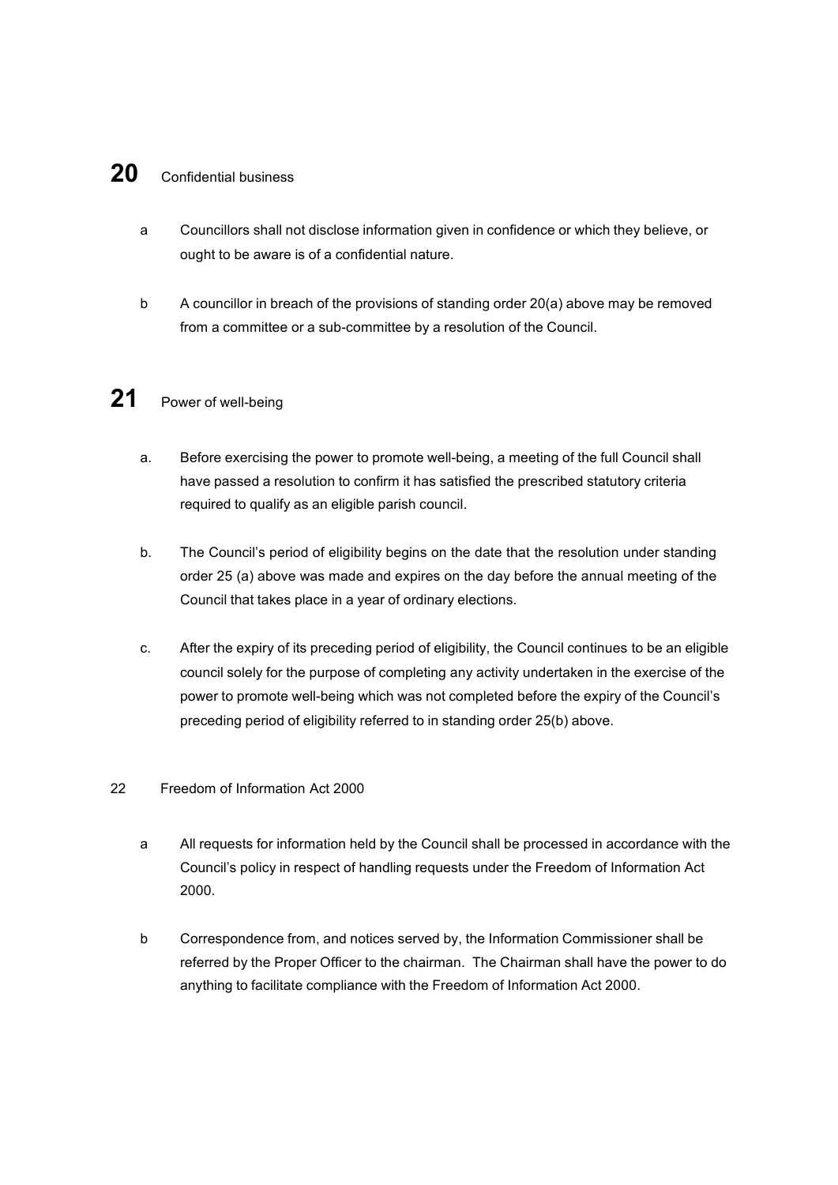## 20 Confidential business

a Councillors shall not disclose information given in confidence or which they believe, or ought to be aware is of a confidential nature.

b A councillor in breach of the provisions of standing order 20(a) above may be removed from a committee or a sub-committee by a resolution of the Council.

## 21 Power of well-being

a. Before exercising the power to promote well-being, a meeting of the full Council shall have passed a resolution to confirm it has satisfied the prescribed statutory criteria required to qualify as an eligible parish council.

b. The Council's period of eligibility begins on the date that the resolution under standing order 25 (a) above was made and expires on the day before the annual meeting of the Council that takes place in a year of ordinary elections.

c. After the expiry of its preceding period of eligibility, the Council continues to be an eligible council solely for the purpose of completing any activity undertaken in the exercise of the power to promote well-being which was not completed before the expiry of the Council's preceding period of eligibility referred to in standing order 25(b) above.

22 Freedom of Information Act 2000

a All requests for information held by the Council shall be processed in accordance with the Council's policy in respect of handling requests under the Freedom of Information Act 2000.

b Correspondence from, and notices served by, the Information Commissioner shall be referred by the Proper Officer to the chairman. The Chairman shall have the power to do anything to facilitate compliance with the Freedom of Information Act 2000.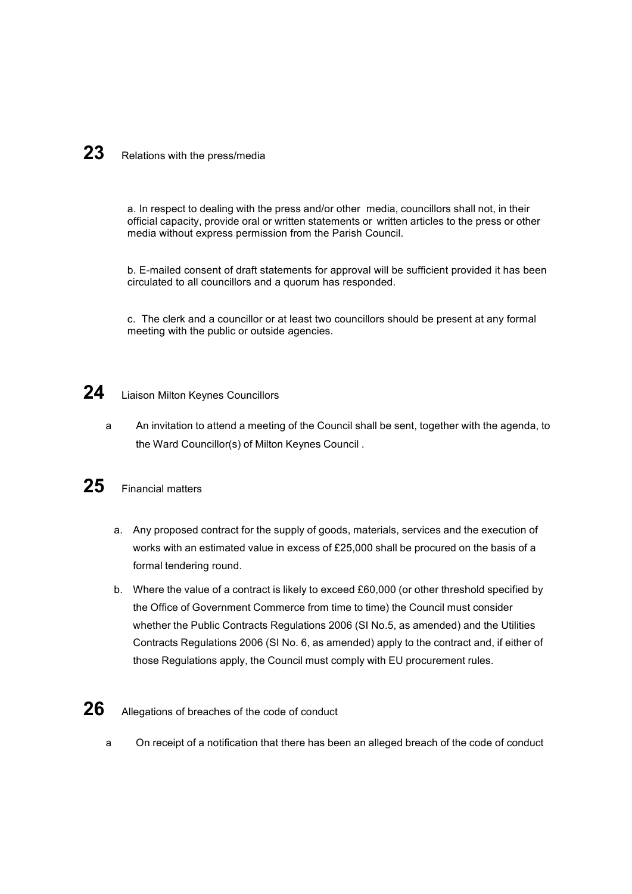## 23 Relations with the press/media

a. In respect to dealing with the press and/or other media, councillors shall not, in their official capacity, provide oral or written statements or written articles to the press or other media without express permission from the Parish Council.

b. E-mailed consent of draft statements for approval will be sufficient provided it has been circulated to all councillors and a quorum has responded.

c. The clerk and a councillor or at least two councillors should be present at any formal meeting with the public or outside agencies.

## 24 Liaison Milton Keynes Councillors

a An invitation to attend a meeting of the Council shall be sent, together with the agenda, to the Ward Councillor(s) of Milton Keynes Council .

## 25 Financial matters

a. Any proposed contract for the supply of goods, materials, services and the execution of works with an estimated value in excess of £25,000 shall be procured on the basis of a formal tendering round.

b. Where the value of a contract is likely to exceed £60,000 (or other threshold specified by the Office of Government Commerce from time to time) the Council must consider whether the Public Contracts Regulations 2006 (SI No.5, as amended) and the Utilities Contracts Regulations 2006 (SI No. 6, as amended) apply to the contract and, if either of those Regulations apply, the Council must comply with EU procurement rules.

## 26 Allegations of breaches of the code of conduct

a On receipt of a notification that there has been an alleged breach of the code of conduct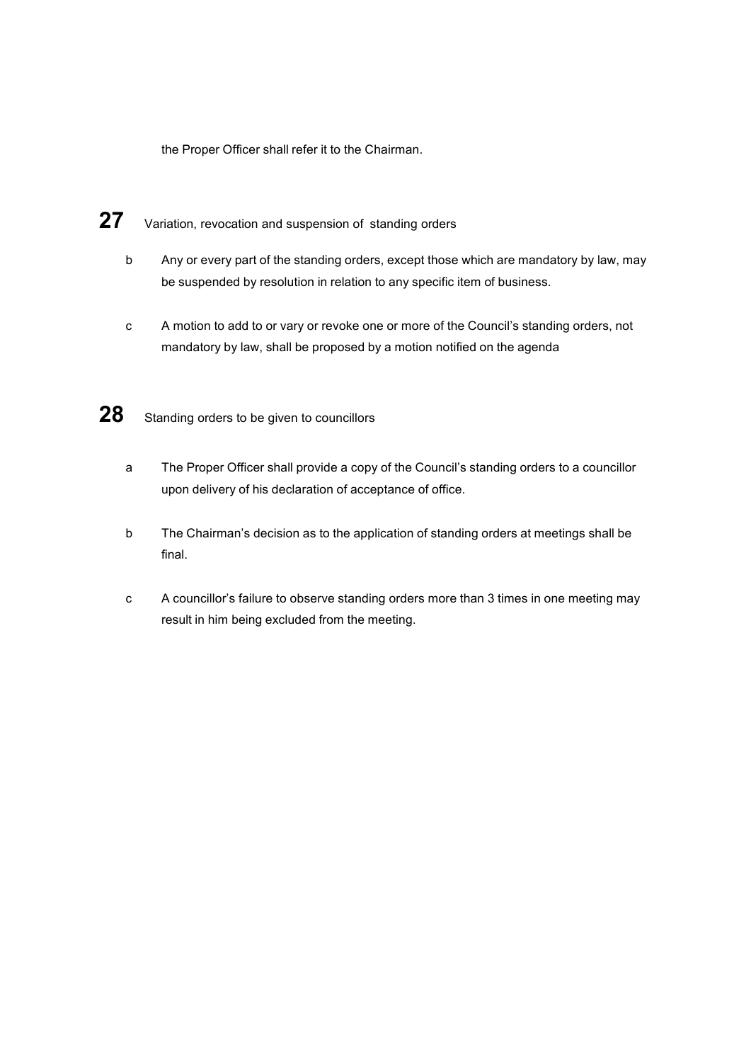the Proper Officer shall refer it to the Chairman.

## 27 Variation, revocation and suspension of standing orders

b Any or every part of the standing orders, except those which are mandatory by law, may be suspended by resolution in relation to any specific item of business.

c A motion to add to or vary or revoke one or more of the Council's standing orders, not mandatory by law, shall be proposed by a motion notified on the agenda

## 28 Standing orders to be given to councillors

a The Proper Officer shall provide a copy of the Council's standing orders to a councillor upon delivery of his declaration of acceptance of office.

b The Chairman's decision as to the application of standing orders at meetings shall be final.

c A councillor's failure to observe standing orders more than 3 times in one meeting may result in him being excluded from the meeting.